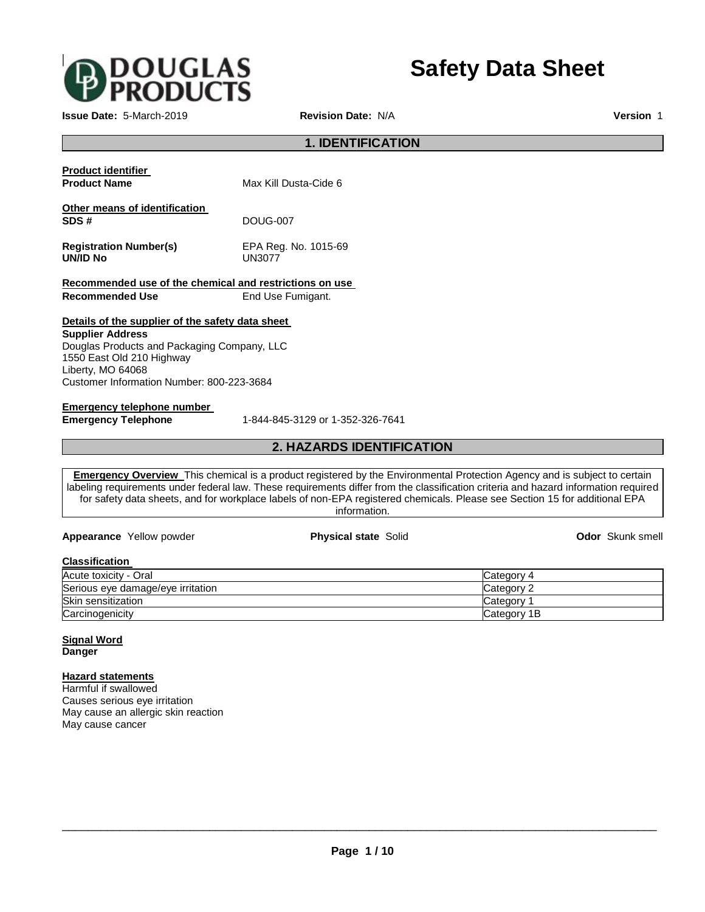# Safety Data Sheet

**DOUGLAS PRODUCTS**

**Issue Date:** 5-March-2019 **Revision Date:** N/A **Version** 1

## 1. IDENTIFICATION

**Product identifier**

**Product Name** Max Kill Dusta-Cide 6

**Other means of identification**

**SDS #** DOUG-007

**Registration Number(s)** EPA Reg. No. 1015-69

**UN/ID No** UN3077

**Recommended use of the chemical and restrictions on use**

**Recommended Use** End Use Fumigant.

**Details of the supplier of the safety data sheet**

**Supplier Address**
Douglas Products and Packaging Company, LLC
1550 East Old 210 Highway
Liberty, MO 64068
Customer Information Number: 800-223-3684

**Emergency telephone number**

**Emergency Telephone** 1-844-845-3129 or 1-352-326-7641

## 2. HAZARDS IDENTIFICATION

**Emergency Overview** This chemical is a product registered by the Environmental Protection Agency and is subject to certain labeling requirements under federal law. These requirements differ from the classification criteria and hazard information required for safety data sheets, and for workplace labels of non-EPA registered chemicals. Please see Section 15 for additional EPA information.

**Appearance** Yellow powder **Physical state** Solid **Odor** Skunk smell

**Classification**

| | |
|---|---|
| Acute toxicity - Oral | Category 4 |
| Serious eye damage/eye irritation | Category 2 |
| Skin sensitization | Category 1 |
| Carcinogenicity | Category 1B |

**Signal Word**

**Danger**

**Hazard statements**

Harmful if swallowed
Causes serious eye irritation
May cause an allergic skin reaction
May cause cancer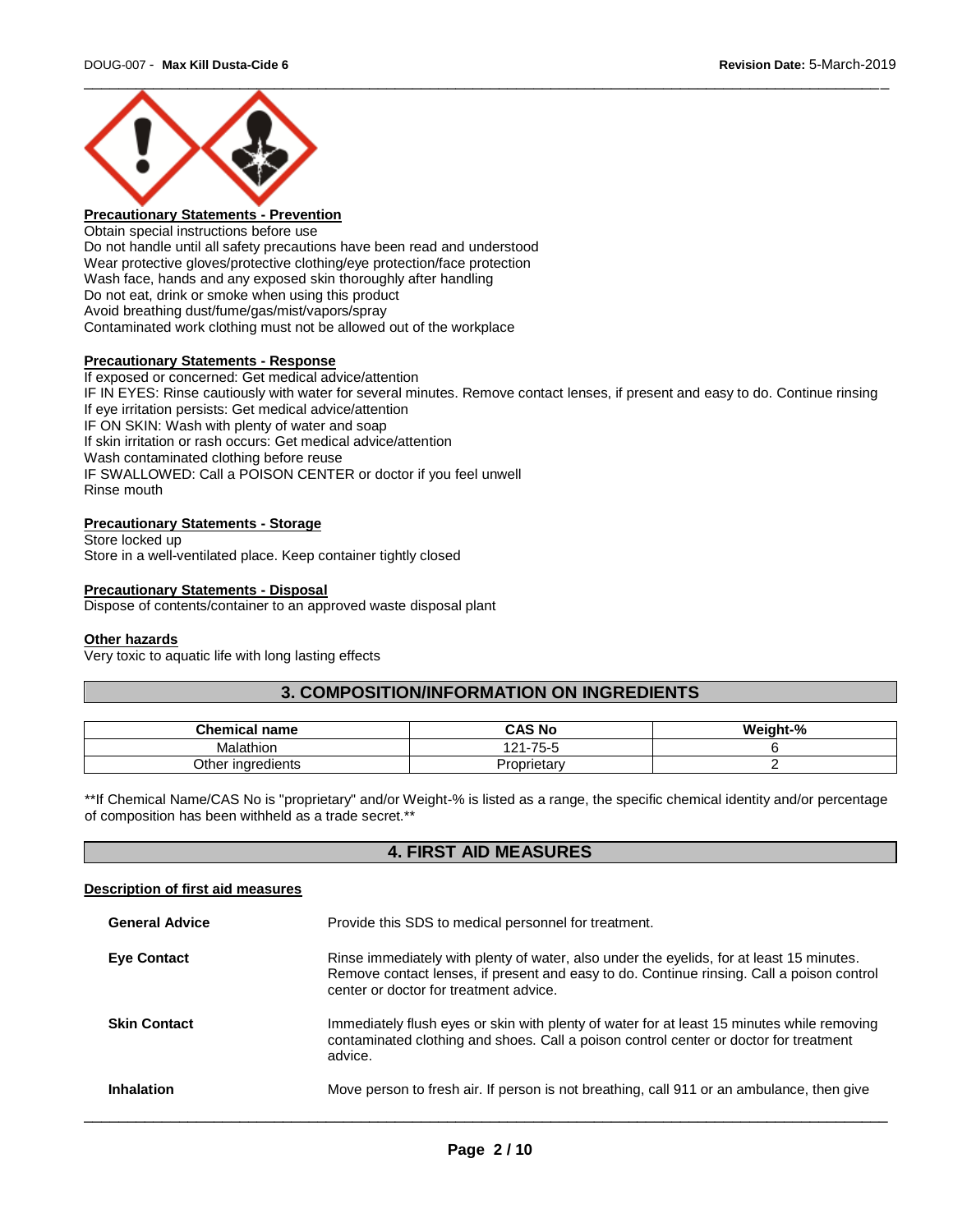**Precautionary Statements - Prevention**

Obtain special instructions before use
Do not handle until all safety precautions have been read and understood
Wear protective gloves/protective clothing/eye protection/face protection
Wash face, hands and any exposed skin thoroughly after handling
Do not eat, drink or smoke when using this product
Avoid breathing dust/fume/gas/mist/vapors/spray
Contaminated work clothing must not be allowed out of the workplace

**Precautionary Statements - Response**

If exposed or concerned: Get medical advice/attention
IF IN EYES: Rinse cautiously with water for several minutes. Remove contact lenses, if present and easy to do. Continue rinsing
If eye irritation persists: Get medical advice/attention
IF ON SKIN: Wash with plenty of water and soap
If skin irritation or rash occurs: Get medical advice/attention
Wash contaminated clothing before reuse
IF SWALLOWED: Call a POISON CENTER or doctor if you feel unwell
Rinse mouth

**Precautionary Statements - Storage**

Store locked up
Store in a well-ventilated place. Keep container tightly closed

**Precautionary Statements - Disposal**

Dispose of contents/container to an approved waste disposal plant

**Other hazards**

Very toxic to aquatic life with long lasting effects

## 3. COMPOSITION/INFORMATION ON INGREDIENTS

| Chemical name | CAS No | Weight-% |
|---|---|---|
| Malathion | 121-75-5 | 6 |
| Other ingredients | Proprietary | 2 |

**If Chemical Name/CAS No is "proprietary" and/or Weight-% is listed as a range, the specific chemical identity and/or percentage of composition has been withheld as a trade secret.**

## 4. FIRST AID MEASURES

**Description of first aid measures**

**General Advice** Provide this SDS to medical personnel for treatment.

**Eye Contact** Rinse immediately with plenty of water, also under the eyelids, for at least 15 minutes. Remove contact lenses, if present and easy to do. Continue rinsing. Call a poison control center or doctor for treatment advice.

**Skin Contact** Immediately flush eyes or skin with plenty of water for at least 15 minutes while removing contaminated clothing and shoes. Call a poison control center or doctor for treatment advice.

**Inhalation** Move person to fresh air. If person is not breathing, call 911 or an ambulance, then give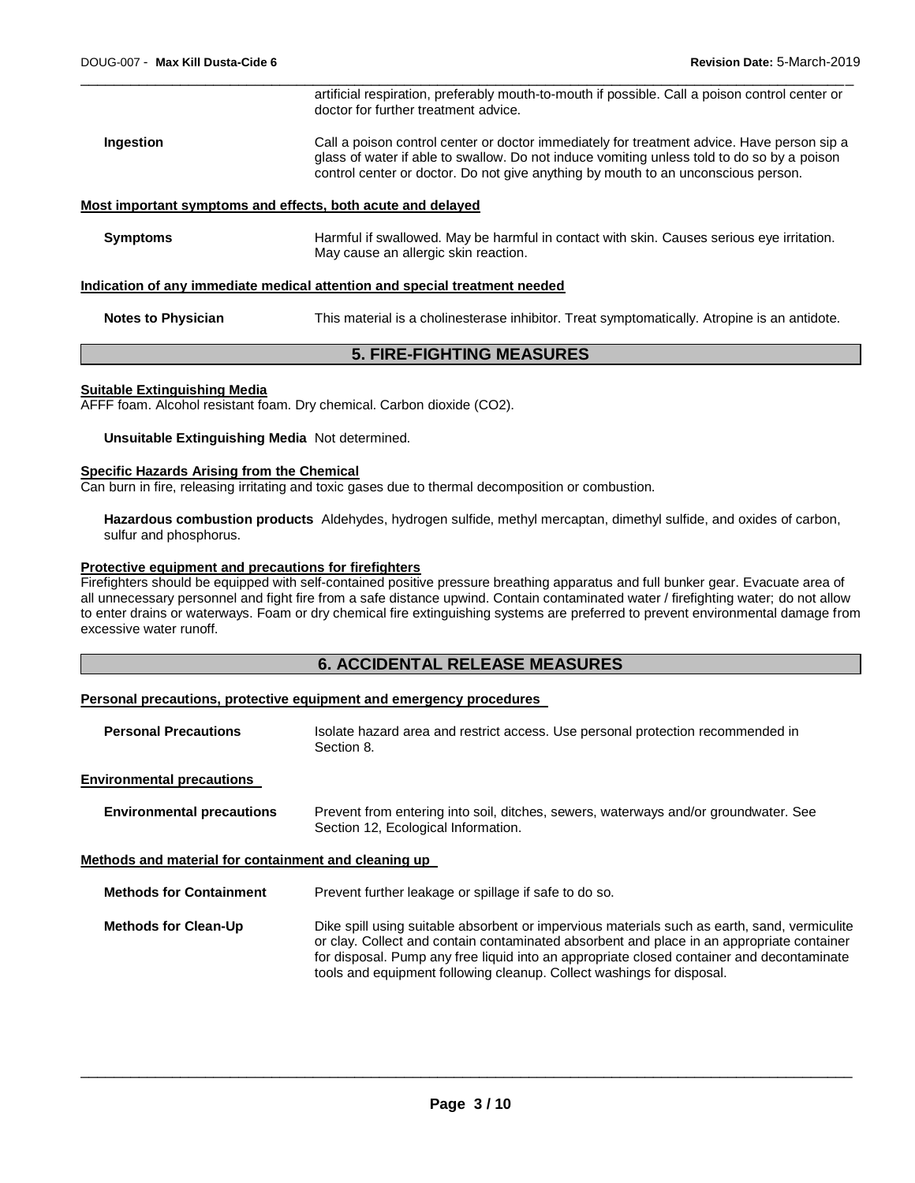artificial respiration, preferably mouth-to-mouth if possible. Call a poison control center or doctor for further treatment advice.

**Ingestion** Call a poison control center or doctor immediately for treatment advice. Have person sip a glass of water if able to swallow. Do not induce vomiting unless told to do so by a poison control center or doctor. Do not give anything by mouth to an unconscious person.

**Most important symptoms and effects, both acute and delayed**

**Symptoms** Harmful if swallowed. May be harmful in contact with skin. Causes serious eye irritation. May cause an allergic skin reaction.

**Indication of any immediate medical attention and special treatment needed**

**Notes to Physician** This material is a cholinesterase inhibitor. Treat symptomatically. Atropine is an antidote.

## 5. FIRE-FIGHTING MEASURES

**Suitable Extinguishing Media**

AFFF foam. Alcohol resistant foam. Dry chemical. Carbon dioxide ($CO_2$).

**Unsuitable Extinguishing Media** Not determined.

**Specific Hazards Arising from the Chemical**

Can burn in fire, releasing irritating and toxic gases due to thermal decomposition or combustion.

**Hazardous combustion products** Aldehydes, hydrogen sulfide, methyl mercaptan, dimethyl sulfide, and oxides of carbon, sulfur and phosphorus.

**Protective equipment and precautions for firefighters**

Firefighters should be equipped with self-contained positive pressure breathing apparatus and full bunker gear. Evacuate area of all unnecessary personnel and fight fire from a safe distance upwind. Contain contaminated water / firefighting water; do not allow to enter drains or waterways. Foam or dry chemical fire extinguishing systems are preferred to prevent environmental damage from excessive water runoff.

## 6. ACCIDENTAL RELEASE MEASURES

**Personal precautions, protective equipment and emergency procedures**

**Personal Precautions** Isolate hazard area and restrict access. Use personal protection recommended in Section 8.

**Environmental precautions**

**Environmental precautions** Prevent from entering into soil, ditches, sewers, waterways and/or groundwater. See Section 12, Ecological Information.

**Methods and material for containment and cleaning up**

**Methods for Containment** Prevent further leakage or spillage if safe to do so.

**Methods for Clean-Up** Dike spill using suitable absorbent or impervious materials such as earth, sand, vermiculite or clay. Collect and contain contaminated absorbent and place in an appropriate container for disposal. Pump any free liquid into an appropriate closed container and decontaminate tools and equipment following cleanup. Collect washings for disposal.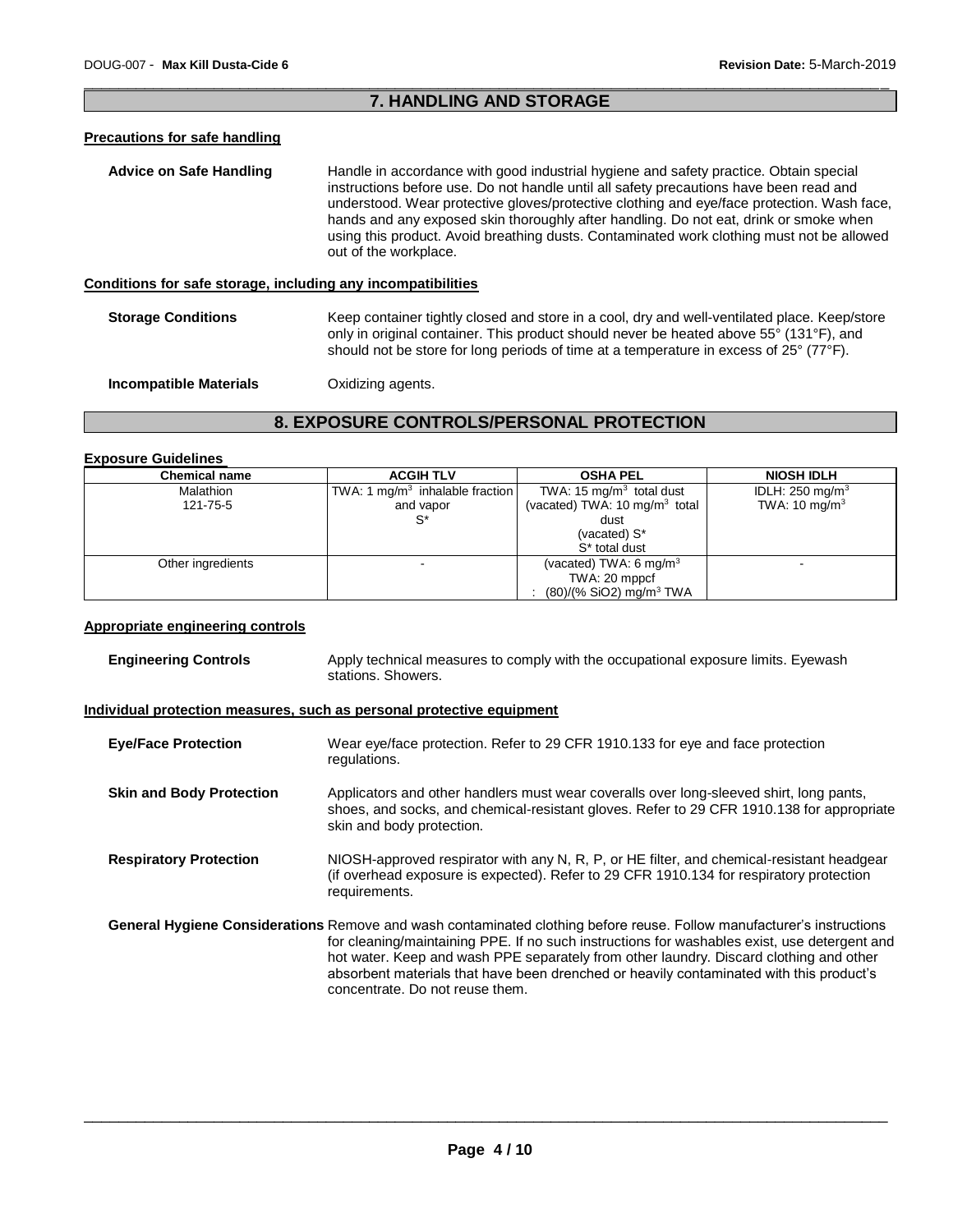## 7. HANDLING AND STORAGE

### Precautions for safe handling

**Advice on Safe Handling** Handle in accordance with good industrial hygiene and safety practice. Obtain special instructions before use. Do not handle until all safety precautions have been read and understood. Wear protective gloves/protective clothing and eye/face protection. Wash face, hands and any exposed skin thoroughly after handling. Do not eat, drink or smoke when using this product. Avoid breathing dusts. Contaminated work clothing must not be allowed out of the workplace.

### Conditions for safe storage, including any incompatibilities

**Storage Conditions** Keep container tightly closed and store in a cool, dry and well-ventilated place. Keep/store only in original container. This product should never be heated above 55° (131°F), and should not be store for long periods of time at a temperature in excess of 25° (77°F).

**Incompatible Materials** Oxidizing agents.

## 8. EXPOSURE CONTROLS/PERSONAL PROTECTION

### Exposure Guidelines

| Chemical name | ACGIH TLV | OSHA PEL | NIOSH IDLH |
|---|---|---|---|
| Malathion 121-75-5 | TWA: 1 $mg/m^3$ inhalable fraction and vapor S* | TWA: 15 $mg/m^3$ total dust (vacated) TWA: 10 $mg/m^3$ total dust (vacated) S* S* total dust | IDLH: 250 $mg/m^3$ TWA: 10 $mg/m^3$ |
| Other ingredients | - | (vacated) TWA: 6 $mg/m^3$ TWA: 20 mppcf : (80)/(% SiO2) $mg/m^3$ TWA | - |

### Appropriate engineering controls

**Engineering Controls** Apply technical measures to comply with the occupational exposure limits. Eyewash stations. Showers.

### Individual protection measures, such as personal protective equipment

**Eye/Face Protection** Wear eye/face protection. Refer to 29 CFR 1910.133 for eye and face protection regulations.

**Skin and Body Protection** Applicators and other handlers must wear coveralls over long-sleeved shirt, long pants, shoes, and socks, and chemical-resistant gloves. Refer to 29 CFR 1910.138 for appropriate skin and body protection.

**Respiratory Protection** NIOSH-approved respirator with any N, R, P, or HE filter, and chemical-resistant headgear (if overhead exposure is expected). Refer to 29 CFR 1910.134 for respiratory protection requirements.

**General Hygiene Considerations** Remove and wash contaminated clothing before reuse. Follow manufacturer's instructions for cleaning/maintaining PPE. If no such instructions for washables exist, use detergent and hot water. Keep and wash PPE separately from other laundry. Discard clothing and other absorbent materials that have been drenched or heavily contaminated with this product's concentrate. Do not reuse them.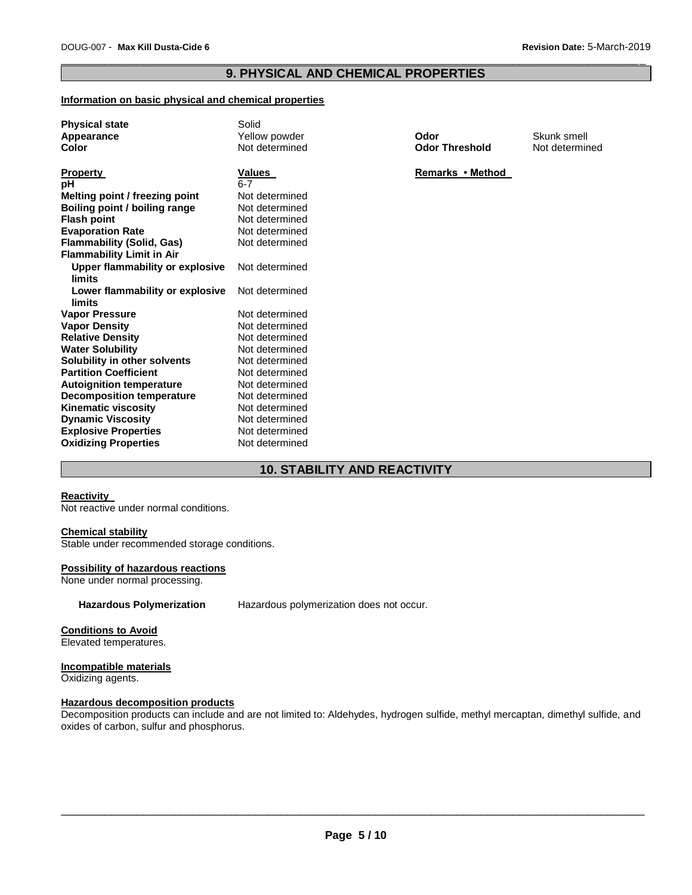## 9. PHYSICAL AND CHEMICAL PROPERTIES

**Information on basic physical and chemical properties**

| | | | |
|---|---|---|---|
| **Physical state** | Solid | | |
| **Appearance** | Yellow powder | **Odor** | Skunk smell |
| **Color** | Not determined | **Odor Threshold** | Not determined |

| **Property** | **Values** | **Remarks • Method** |
|---|---|---|
| **pH** | 6-7 | |
| **Melting point / freezing point** | Not determined | |
| **Boiling point / boiling range** | Not determined | |
| **Flash point** | Not determined | |
| **Evaporation Rate** | Not determined | |
| **Flammability (Solid, Gas)** | Not determined | |
| **Flammability Limit in Air** | | |
| **Upper flammability or explosive limits** | Not determined | |
| **Lower flammability or explosive limits** | Not determined | |
| **Vapor Pressure** | Not determined | |
| **Vapor Density** | Not determined | |
| **Relative Density** | Not determined | |
| **Water Solubility** | Not determined | |
| **Solubility in other solvents** | Not determined | |
| **Partition Coefficient** | Not determined | |
| **Autoignition temperature** | Not determined | |
| **Decomposition temperature** | Not determined | |
| **Kinematic viscosity** | Not determined | |
| **Dynamic Viscosity** | Not determined | |
| **Explosive Properties** | Not determined | |
| **Oxidizing Properties** | Not determined | |

## 10. STABILITY AND REACTIVITY

**Reactivity**

Not reactive under normal conditions.

**Chemical stability**

Stable under recommended storage conditions.

**Possibility of hazardous reactions**

None under normal processing.

**Hazardous Polymerization** Hazardous polymerization does not occur.

**Conditions to Avoid**

Elevated temperatures.

**Incompatible materials**

Oxidizing agents.

**Hazardous decomposition products**

Decomposition products can include and are not limited to: Aldehydes, hydrogen sulfide, methyl mercaptan, dimethyl sulfide, and oxides of carbon, sulfur and phosphorus.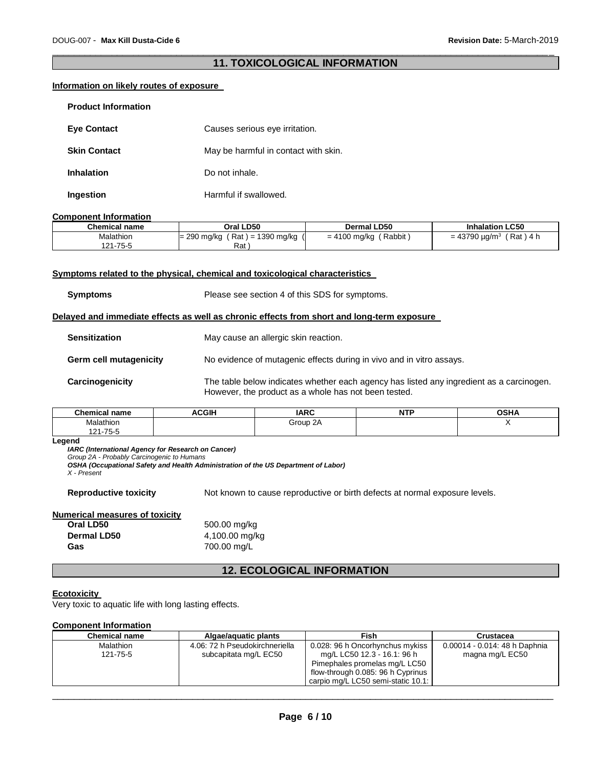## 11. TOXICOLOGICAL INFORMATION

**Information on likely routes of exposure**

**Product Information**

**Eye Contact** Causes serious eye irritation.

**Skin Contact** May be harmful in contact with skin.

**Inhalation** Do not inhale.

**Ingestion** Harmful if swallowed.

**Component Information**

| Chemical name | Oral LD50 | Dermal LD50 | Inhalation LC50 |
|---|---|---|---|
| Malathion 121-75-5 | = 290 mg/kg ( Rat ) = 1390 mg/kg ( Rat ) | = 4100 mg/kg ( Rabbit ) | = 43790 µg/m³ ( Rat ) 4 h |

**Symptoms related to the physical, chemical and toxicological characteristics**

**Symptoms** Please see section 4 of this SDS for symptoms.

**Delayed and immediate effects as well as chronic effects from short and long-term exposure**

**Sensitization** May cause an allergic skin reaction.

**Germ cell mutagenicity** No evidence of mutagenic effects during in vivo and in vitro assays.

**Carcinogenicity** The table below indicates whether each agency has listed any ingredient as a carcinogen. However, the product as a whole has not been tested.

| Chemical name | ACGIH | IARC | NTP | OSHA |
|---|---|---|---|---|
| Malathion 121-75-5 | | Group 2A | | X |

**Legend**

***IARC (International Agency for Research on Cancer)***

*Group 2A - Probably Carcinogenic to Humans*

***OSHA (Occupational Safety and Health Administration of the US Department of Labor)***

*X - Present*

**Reproductive toxicity** Not known to cause reproductive or birth defects at normal exposure levels.

**Numerical measures of toxicity**

**Oral LD50** 500.00 mg/kg

**Dermal LD50** 4,100.00 mg/kg

**Gas** 700.00 mg/L

## 12. ECOLOGICAL INFORMATION

**Ecotoxicity**

Very toxic to aquatic life with long lasting effects.

**Component Information**

| Chemical name | Algae/aquatic plants | Fish | Crustacea |
|---|---|---|---|
| Malathion 121-75-5 | 4.06: 72 h Pseudokirchneriella subcapitata mg/L EC50 | 0.028: 96 h Oncorhynchus mykiss mg/L LC50 12.3 - 16.1: 96 h Pimephales promelas mg/L LC50 flow-through 0.085: 96 h Cyprinus carpio mg/L LC50 semi-static 10.1: | 0.00014 - 0.014: 48 h Daphnia magna mg/L EC50 |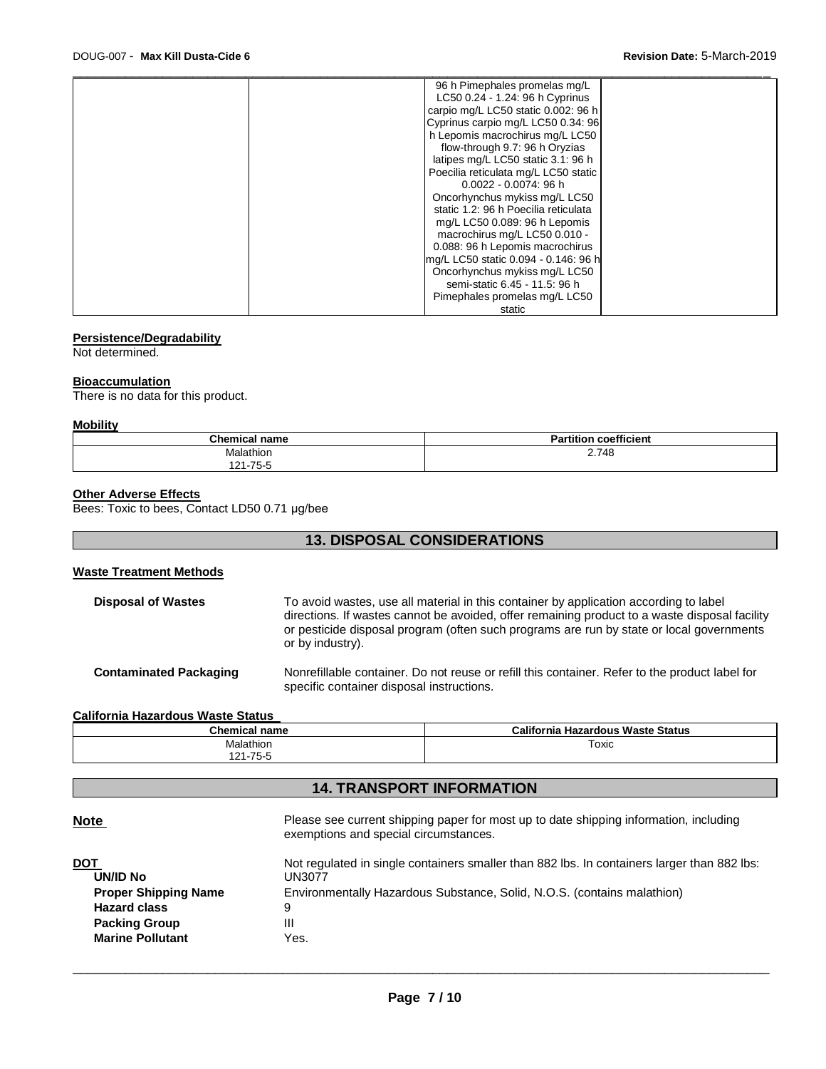| | | 96 h Pimephales promelas mg/L LC50 0.24 - 1.24: 96 h Cyprinus carpio mg/L LC50 static 0.002: 96 h Cyprinus carpio mg/L LC50 0.34: 96 h Lepomis macrochirus mg/L LC50 flow-through 9.7: 96 h Oryzias latipes mg/L LC50 static 3.1: 96 h Poecilia reticulata mg/L LC50 static 0.0022 - 0.0074: 96 h Oncorhynchus mykiss mg/L LC50 static 1.2: 96 h Poecilia reticulata mg/L LC50 0.089: 96 h Lepomis macrochirus mg/L LC50 0.010 - 0.088: 96 h Lepomis macrochirus mg/L LC50 static 0.094 - 0.146: 96 h Oncorhynchus mykiss mg/L LC50 semi-static 6.45 - 11.5: 96 h Pimephales promelas mg/L LC50 static | |
|---|---|---|---|

**Persistence/Degradability**

Not determined.

**Bioaccumulation**

There is no data for this product.

**Mobility**

| Chemical name | Partition coefficient |
|---|---|
| Malathion 121-75-5 | 2.748 |

**Other Adverse Effects**

Bees: Toxic to bees, Contact LD50 0.71 µg/bee

## 13. DISPOSAL CONSIDERATIONS

**Waste Treatment Methods**

**Disposal of Wastes** To avoid wastes, use all material in this container by application according to label directions. If wastes cannot be avoided, offer remaining product to a waste disposal facility or pesticide disposal program (often such programs are run by state or local governments or by industry).

**Contaminated Packaging** Nonrefillable container. Do not reuse or refill this container. Refer to the product label for specific container disposal instructions.

**California Hazardous Waste Status**

| Chemical name | California Hazardous Waste Status |
|---|---|
| Malathion 121-75-5 | Toxic |

## 14. TRANSPORT INFORMATION

**Note** Please see current shipping paper for most up to date shipping information, including exemptions and special circumstances.

**DOT** Not regulated in single containers smaller than 882 lbs. In containers larger than 882 lbs:

**UN/ID No** UN3077

**Proper Shipping Name** Environmentally Hazardous Substance, Solid, N.O.S. (contains malathion)

**Hazard class** 9

**Packing Group** III

**Marine Pollutant** Yes.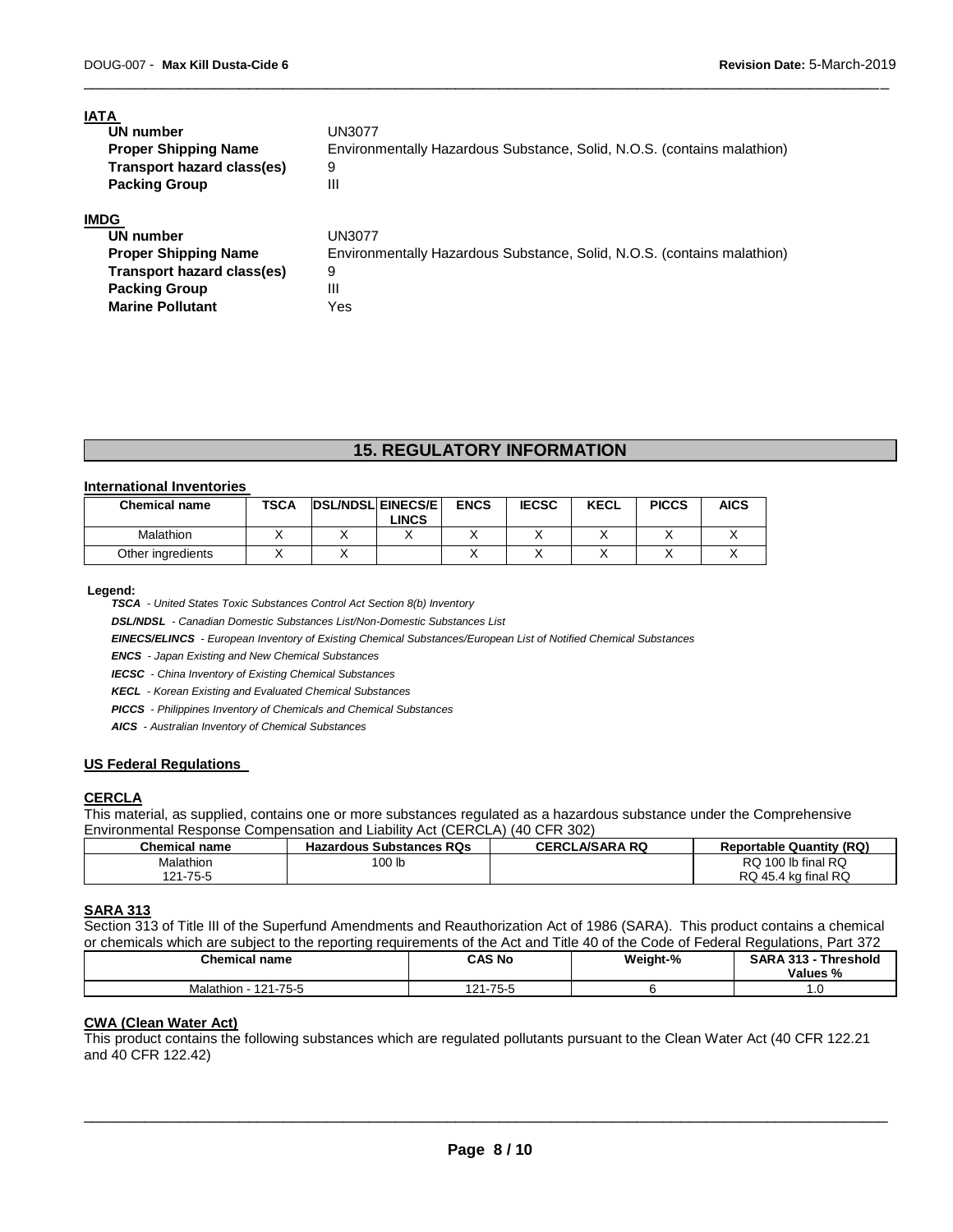**IATA**

| | |
|---|---|
| **UN number** | UN3077 |
| **Proper Shipping Name** | Environmentally Hazardous Substance, Solid, N.O.S. (contains malathion) |
| **Transport hazard class(es)** | 9 |
| **Packing Group** | III |

**IMDG**

| | |
|---|---|
| **UN number** | UN3077 |
| **Proper Shipping Name** | Environmentally Hazardous Substance, Solid, N.O.S. (contains malathion) |
| **Transport hazard class(es)** | 9 |
| **Packing Group** | III |
| **Marine Pollutant** | Yes |

## 15. REGULATORY INFORMATION

**International Inventories**

| Chemical name | TSCA | DSL/NDSL | EINECS/ELINCS | ENCS | IECSC | KECL | PICCS | AICS |
|---|---|---|---|---|---|---|---|---|
| Malathion | X | X | X | X | X | X | X | X |
| Other ingredients | X | X | | X | X | X | X | X |

**Legend:**

***TSCA*** *- United States Toxic Substances Control Act Section 8(b) Inventory*

***DSL/NDSL*** *- Canadian Domestic Substances List/Non-Domestic Substances List*

***EINECS/ELINCS*** *- European Inventory of Existing Chemical Substances/European List of Notified Chemical Substances*

***ENCS*** *- Japan Existing and New Chemical Substances*

***IECSC*** *- China Inventory of Existing Chemical Substances*

***KECL*** *- Korean Existing and Evaluated Chemical Substances*

***PICCS*** *- Philippines Inventory of Chemicals and Chemical Substances*

***AICS*** *- Australian Inventory of Chemical Substances*

**US Federal Regulations**

**CERCLA**

This material, as supplied, contains one or more substances regulated as a hazardous substance under the Comprehensive Environmental Response Compensation and Liability Act (CERCLA) (40 CFR 302)

| Chemical name | Hazardous Substances RQs | CERCLA/SARA RQ | Reportable Quantity (RQ) |
|---|---|---|---|
| Malathion<br>121-75-5 | 100 lb | | RQ 100 lb final RQ<br>RQ 45.4 kg final RQ |

**SARA 313**

Section 313 of Title III of the Superfund Amendments and Reauthorization Act of 1986 (SARA). This product contains a chemical or chemicals which are subject to the reporting requirements of the Act and Title 40 of the Code of Federal Regulations, Part 372

| Chemical name | CAS No | Weight-% | SARA 313 - Threshold Values % |
|---|---|---|---|
| Malathion - 121-75-5 | 121-75-5 | 6 | 1.0 |

**CWA (Clean Water Act)**

This product contains the following substances which are regulated pollutants pursuant to the Clean Water Act (40 CFR 122.21 and 40 CFR 122.42)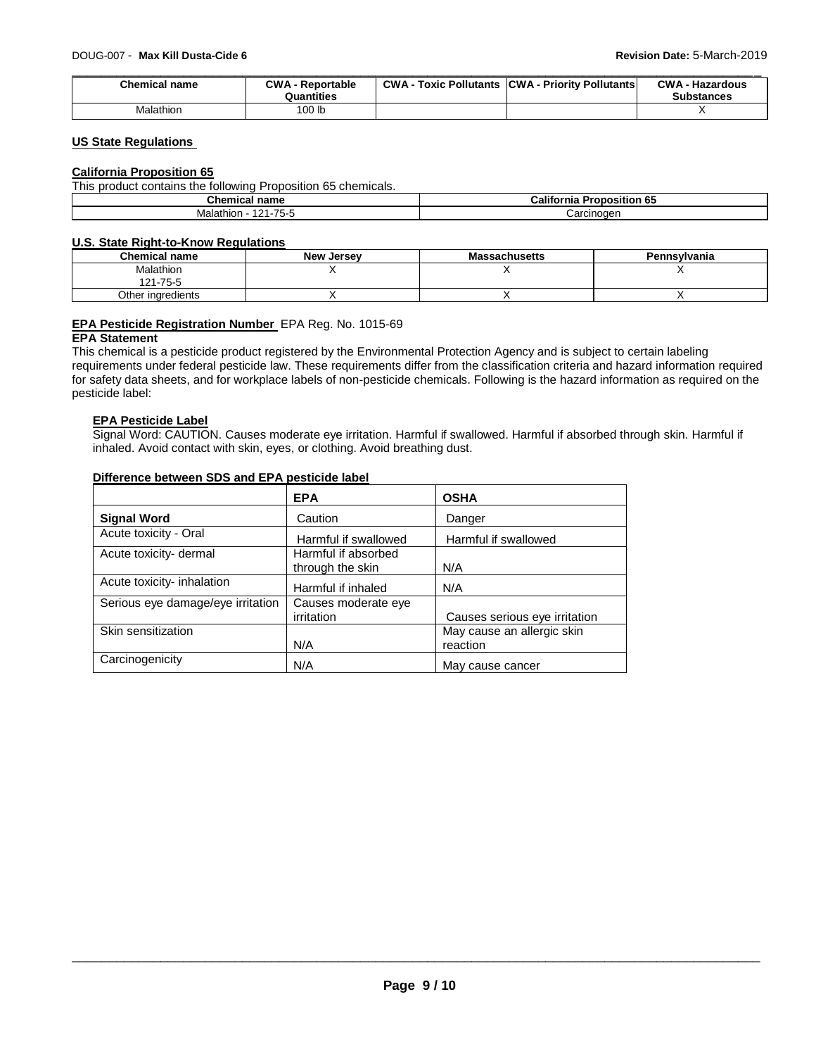| Chemical name | CWA - Reportable Quantities | CWA - Toxic Pollutants | CWA - Priority Pollutants | CWA - Hazardous Substances |
|---|---|---|---|---|
| Malathion | 100 lb | | | X |

**US State Regulations**

**California Proposition 65**

This product contains the following Proposition 65 chemicals.

| Chemical name | California Proposition 65 |
|---|---|
| Malathion - 121-75-5 | Carcinogen |

**U.S. State Right-to-Know Regulations**

| Chemical name | New Jersey | Massachusetts | Pennsylvania |
|---|---|---|---|
| Malathion 121-75-5 | X | X | X |
| Other ingredients | X | X | X |

**EPA Pesticide Registration Number** EPA Reg. No. 1015-69

**EPA Statement**

This chemical is a pesticide product registered by the Environmental Protection Agency and is subject to certain labeling requirements under federal pesticide law. These requirements differ from the classification criteria and hazard information required for safety data sheets, and for workplace labels of non-pesticide chemicals. Following is the hazard information as required on the pesticide label:

**EPA Pesticide Label**

Signal Word: CAUTION. Causes moderate eye irritation. Harmful if swallowed. Harmful if absorbed through skin. Harmful if inhaled. Avoid contact with skin, eyes, or clothing. Avoid breathing dust.

**Difference between SDS and EPA pesticide label**

| | EPA | OSHA |
|---|---|---|
| **Signal Word** | Caution | Danger |
| Acute toxicity - Oral | Harmful if swallowed | Harmful if swallowed |
| Acute toxicity- dermal | Harmful if absorbed through the skin | N/A |
| Acute toxicity- inhalation | Harmful if inhaled | N/A |
| Serious eye damage/eye irritation | Causes moderate eye irritation | Causes serious eye irritation |
| Skin sensitization | N/A | May cause an allergic skin reaction |
| Carcinogenicity | N/A | May cause cancer |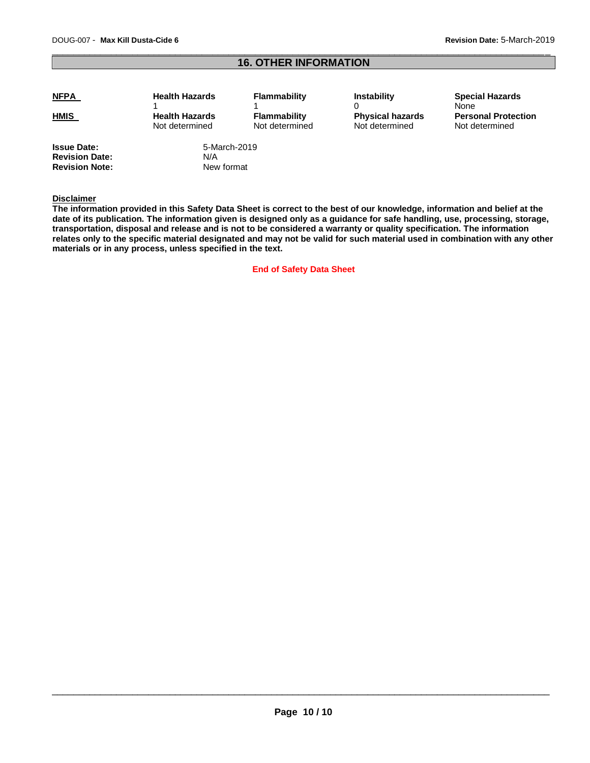## 16. OTHER INFORMATION

| | | | | |
|---|---|---|---|---|
| **NFPA** | **Health Hazards** 1 | **Flammability** 1 | **Instability** 0 | **Special Hazards** None |
| **HMIS** | **Health Hazards** Not determined | **Flammability** Not determined | **Physical hazards** Not determined | **Personal Protection** Not determined |

**Issue Date:** 5-March-2019
**Revision Date:** N/A
**Revision Note:** New format

**Disclaimer**

**The information provided in this Safety Data Sheet is correct to the best of our knowledge, information and belief at the date of its publication. The information given is designed only as a guidance for safe handling, use, processing, storage, transportation, disposal and release and is not to be considered a warranty or quality specification. The information relates only to the specific material designated and may not be valid for such material used in combination with any other materials or in any process, unless specified in the text.**

**End of Safety Data Sheet**